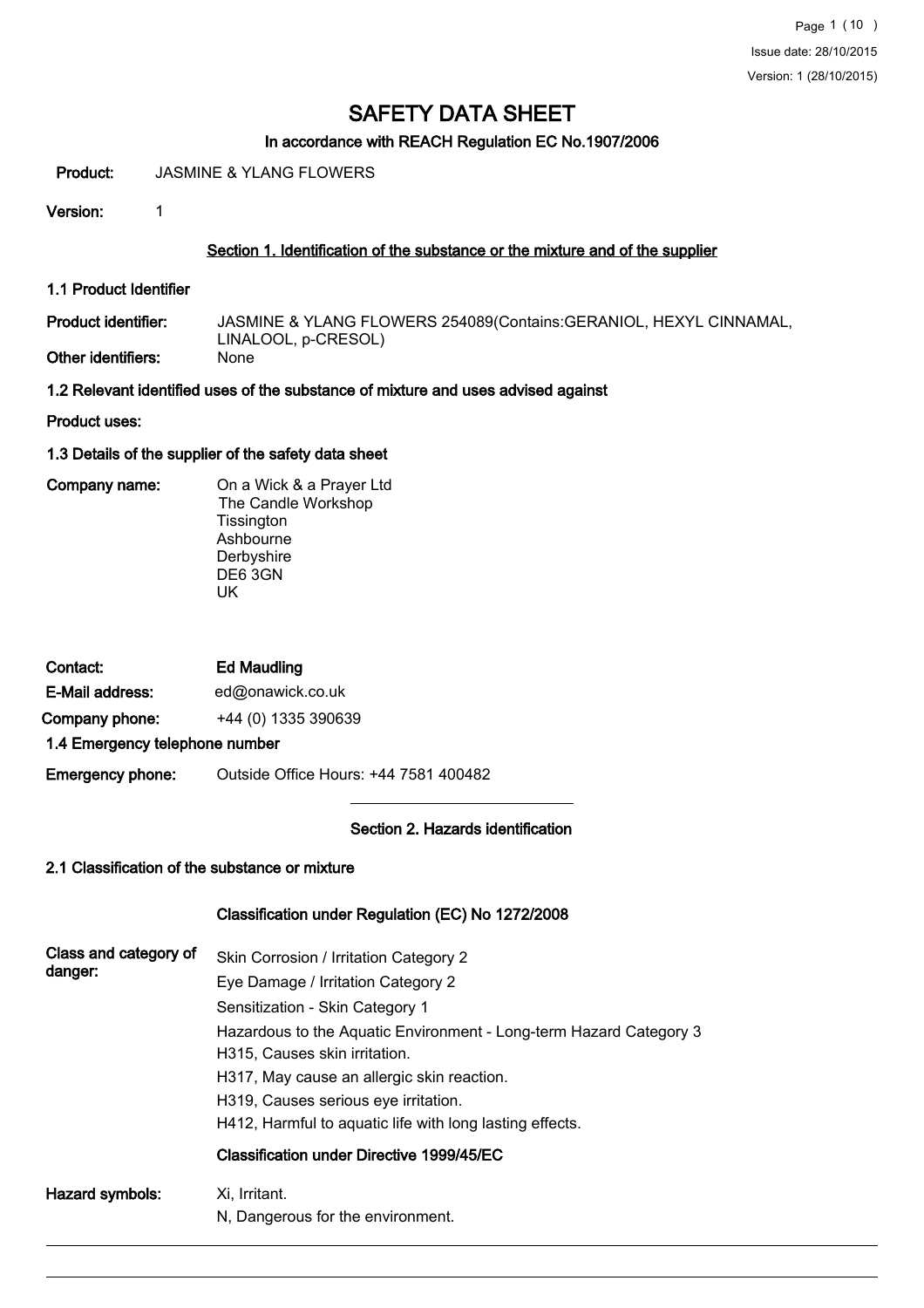Issue date: 28/10/2015
Version: 1 (28/10/2015)

# SAFETY DATA SHEET

### In accordance with REACH Regulation EC No.1907/2006

**Product:** JASMINE & YLANG FLOWERS

**Version:** 1

## Section 1. Identification of the substance or the mixture and of the supplier

### 1.1 Product Identifier

**Product identifier:** JASMINE & YLANG FLOWERS 254089(Contains:GERANIOL, HEXYL CINNAMAL, LINALOOL, p-CRESOL)

**Other identifiers:** None

### 1.2 Relevant identified uses of the substance of mixture and uses advised against

**Product uses:**

### 1.3 Details of the supplier of the safety data sheet

**Company name:** On a Wick & a Prayer Ltd
The Candle Workshop
Tissington
Ashbourne
Derbyshire
DE6 3GN
UK

**Contact:** **Ed Maudling**

**E-Mail address:** ed@onawick.co.uk

**Company phone:** +44 (0) 1335 390639

### 1.4 Emergency telephone number

**Emergency phone:** Outside Office Hours: +44 7581 400482

## Section 2. Hazards identification

### 2.1 Classification of the substance or mixture

**Classification under Regulation (EC) No 1272/2008**

**Class and category of danger:**

Skin Corrosion / Irritation Category 2
Eye Damage / Irritation Category 2
Sensitization - Skin Category 1
Hazardous to the Aquatic Environment - Long-term Hazard Category 3
H315, Causes skin irritation.
H317, May cause an allergic skin reaction.
H319, Causes serious eye irritation.
H412, Harmful to aquatic life with long lasting effects.

**Classification under Directive 1999/45/EC**

**Hazard symbols:**

Xi, Irritant.
N, Dangerous for the environment.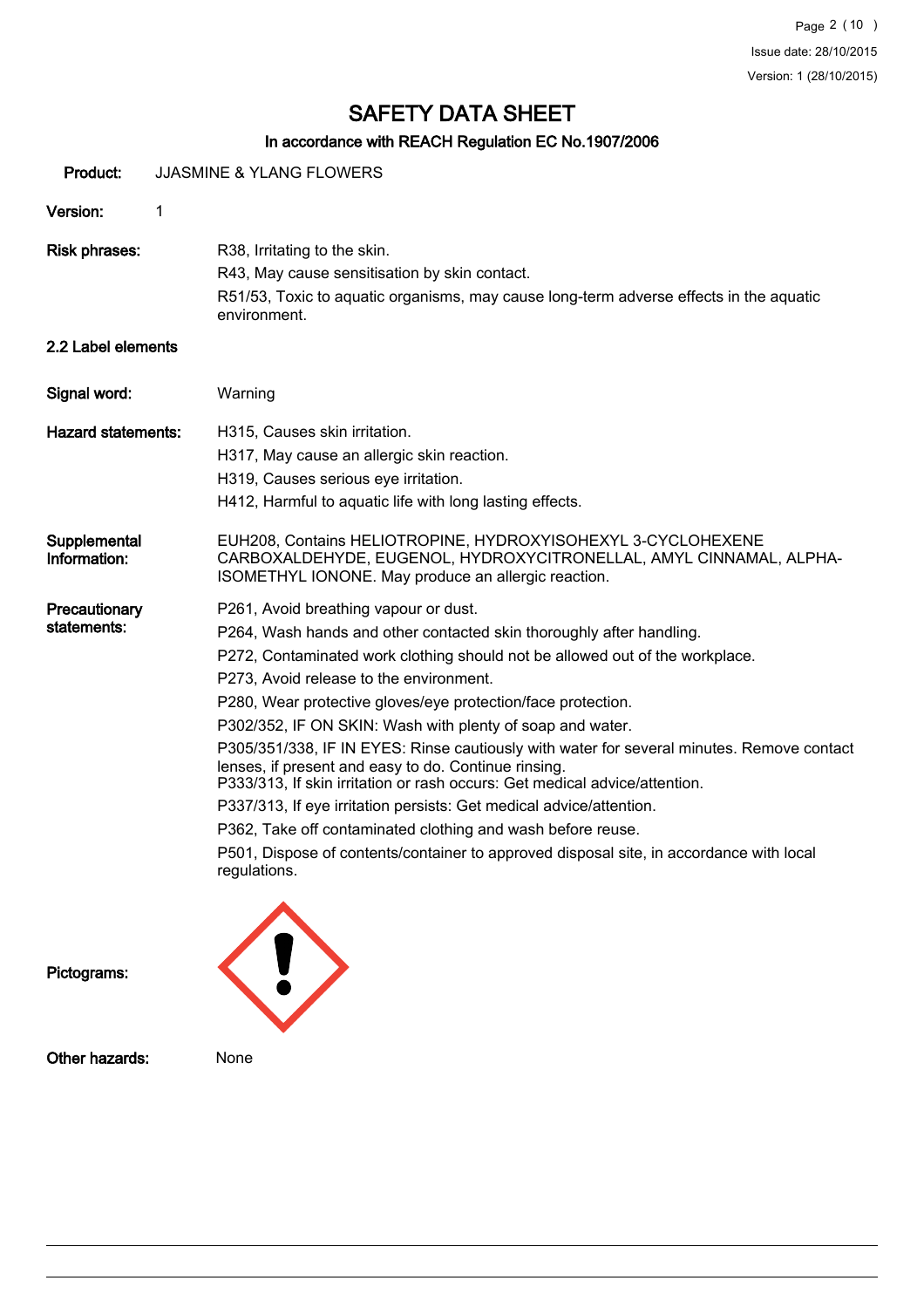# SAFETY DATA SHEET

## In accordance with REACH Regulation EC No.1907/2006

**Product:** JJASMINE & YLANG FLOWERS

**Version:** 1

**Risk phrases:**
R38, Irritating to the skin.
R43, May cause sensitisation by skin contact.
R51/53, Toxic to aquatic organisms, may cause long-term adverse effects in the aquatic environment.

### 2.2 Label elements

**Signal word:** Warning

**Hazard statements:**
H315, Causes skin irritation.
H317, May cause an allergic skin reaction.
H319, Causes serious eye irritation.
H412, Harmful to aquatic life with long lasting effects.

**Supplemental Information:**
EUH208, Contains HELIOTROPINE, HYDROXYISOHEXYL 3-CYCLOHEXENE CARBOXALDEHYDE, EUGENOL, HYDROXYCITRONELLAL, AMYL CINNAMAL, ALPHA-ISOMETHYL IONONE. May produce an allergic reaction.

**Precautionary statements:**
P261, Avoid breathing vapour or dust.
P264, Wash hands and other contacted skin thoroughly after handling.
P272, Contaminated work clothing should not be allowed out of the workplace.
P273, Avoid release to the environment.
P280, Wear protective gloves/eye protection/face protection.
P302/352, IF ON SKIN: Wash with plenty of soap and water.
P305/351/338, IF IN EYES: Rinse cautiously with water for several minutes. Remove contact lenses, if present and easy to do. Continue rinsing.
P333/313, If skin irritation or rash occurs: Get medical advice/attention.
P337/313, If eye irritation persists: Get medical advice/attention.
P362, Take off contaminated clothing and wash before reuse.
P501, Dispose of contents/container to approved disposal site, in accordance with local regulations.

**Pictograms:**

**Other hazards:** None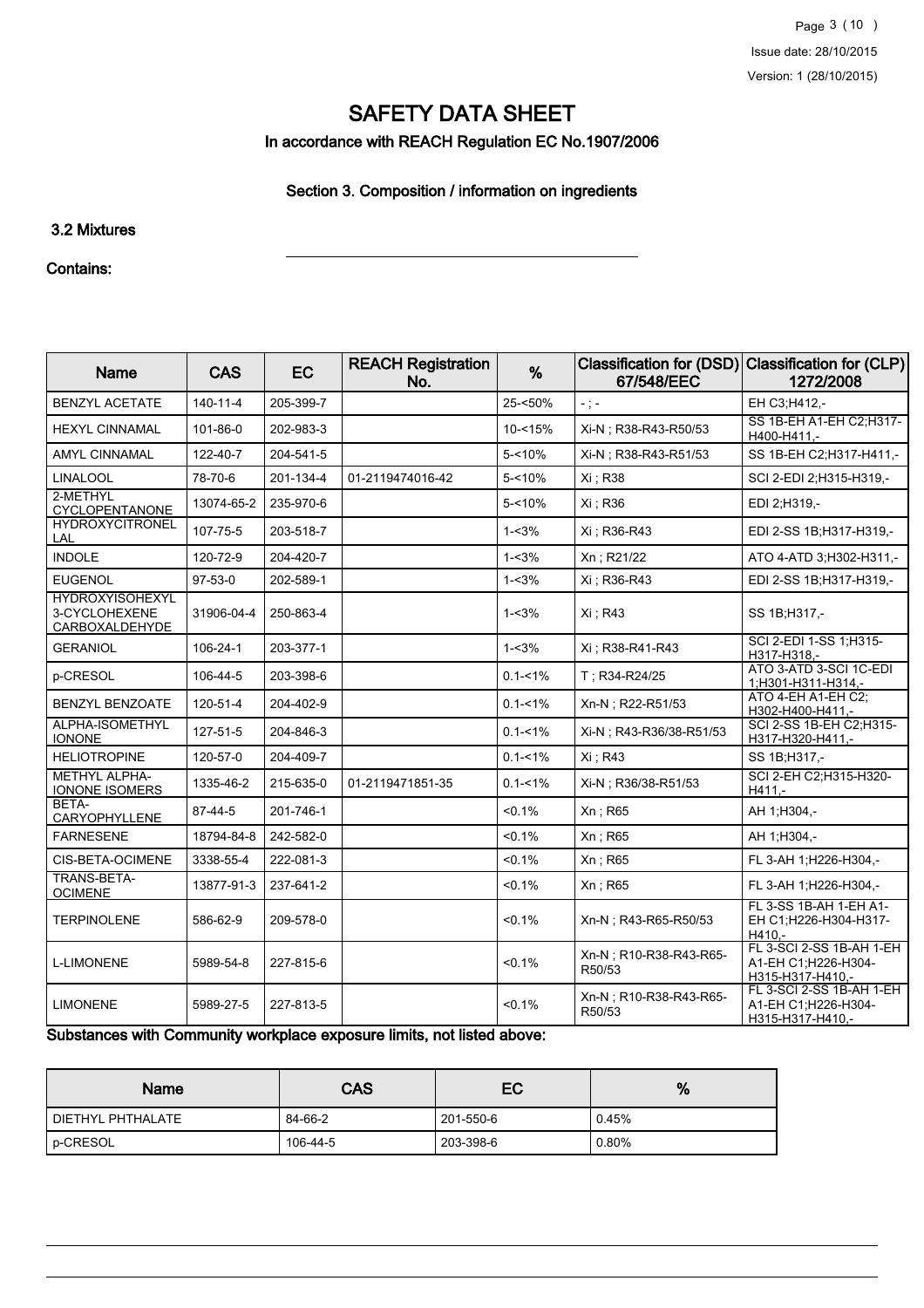# SAFETY DATA SHEET

## In accordance with REACH Regulation EC No.1907/2006

### Section 3. Composition / information on ingredients

### 3.2 Mixtures

**Contains:**

| Name | CAS | EC | REACH Registration No. | % | Classification for (DSD) 67/548/EEC | Classification for (CLP) 1272/2008 |
|---|---|---|---|---|---|---|
| BENZYL ACETATE | 140-11-4 | 205-399-7 | | 25-<50% | - ; - | EH C3;H412,- |
| HEXYL CINNAMAL | 101-86-0 | 202-983-3 | | 10-<15% | Xi-N ; R38-R43-R50/53 | SS 1B-EH A1-EH C2;H317-H400-H411,- |
| AMYL CINNAMAL | 122-40-7 | 204-541-5 | | 5-<10% | Xi-N ; R38-R43-R51/53 | SS 1B-EH C2;H317-H411,- |
| LINALOOL | 78-70-6 | 201-134-4 | 01-2119474016-42 | 5-<10% | Xi ; R38 | SCI 2-EDI 2;H315-H319,- |
| 2-METHYL CYCLOPENTANONE | 13074-65-2 | 235-970-6 | | 5-<10% | Xi ; R36 | EDI 2;H319,- |
| HYDROXYCITRONELLAL | 107-75-5 | 203-518-7 | | 1-<3% | Xi ; R36-R43 | EDI 2-SS 1B;H317-H319,- |
| INDOLE | 120-72-9 | 204-420-7 | | 1-<3% | Xn ; R21/22 | ATO 4-ATD 3;H302-H311,- |
| EUGENOL | 97-53-0 | 202-589-1 | | 1-<3% | Xi ; R36-R43 | EDI 2-SS 1B;H317-H319,- |
| HYDROXYISOHEXYL 3-CYCLOHEXENE CARBOXALDEHYDE | 31906-04-4 | 250-863-4 | | 1-<3% | Xi ; R43 | SS 1B;H317,- |
| GERANIOL | 106-24-1 | 203-377-1 | | 1-<3% | Xi ; R38-R41-R43 | SCI 2-EDI 1-SS 1;H315-H317-H318,- |
| p-CRESOL | 106-44-5 | 203-398-6 | | 0.1-<1% | T ; R34-R24/25 | ATO 3-ATD 3-SCI 1C-EDI 1;H301-H311-H314,- |
| BENZYL BENZOATE | 120-51-4 | 204-402-9 | | 0.1-<1% | Xn-N ; R22-R51/53 | ATO 4-EH A1-EH C2; H302-H400-H411,- |
| ALPHA-ISOMETHYL IONONE | 127-51-5 | 204-846-3 | | 0.1-<1% | Xi-N ; R43-R36/38-R51/53 | SCI 2-SS 1B-EH C2;H315-H317-H411,- |
| HELIOTROPINE | 120-57-0 | 204-409-7 | | 0.1-<1% | Xi ; R43 | SS 1B;H317,- |
| METHYL ALPHA-IONONE ISOMERS | 1335-46-2 | 215-635-0 | 01-2119471851-35 | 0.1-<1% | Xi-N ; R36/38-R51/53 | SCI 2-EH C2;H315-H320-H411,- |
| BETA-CARYOPHYLLENE | 87-44-5 | 201-746-1 | | <0.1% | Xn ; R65 | AH 1;H304,- |
| FARNESENE | 18794-84-8 | 242-582-0 | | <0.1% | Xn ; R65 | AH 1;H304,- |
| CIS-BETA-OCIMENE | 3338-55-4 | 222-081-3 | | <0.1% | Xn ; R65 | FL 3-AH 1;H226-H304,- |
| TRANS-BETA-OCIMENE | 13877-91-3 | 237-641-2 | | <0.1% | Xn ; R65 | FL 3-AH 1;H226-H304,- |
| TERPINOLENE | 586-62-9 | 209-578-0 | | <0.1% | Xn-N ; R43-R65-R50/53 | FL 3-SS 1B-AH 1-EH A1-EH C1;H226-H304-H317-H410,- |
| L-LIMONENE | 5989-54-8 | 227-815-6 | | <0.1% | Xn-N ; R10-R38-R43-R65-R50/53 | FL 3-SCI 2-SS 1B-AH 1-EH A1-EH C1;H226-H304-H315-H317-H410,- |
| LIMONENE | 5989-27-5 | 227-813-5 | | <0.1% | Xn-N ; R10-R38-R43-R65-R50/53 | FL 3-SCI 2-SS 1B-AH 1-EH A1-EH C1;H226-H304-H315-H317-H410,- |

**Substances with Community workplace exposure limits, not listed above:**

| Name | CAS | EC | % |
|---|---|---|---|
| DIETHYL PHTHALATE | 84-66-2 | 201-550-6 | 0.45% |
| p-CRESOL | 106-44-5 | 203-398-6 | 0.80% |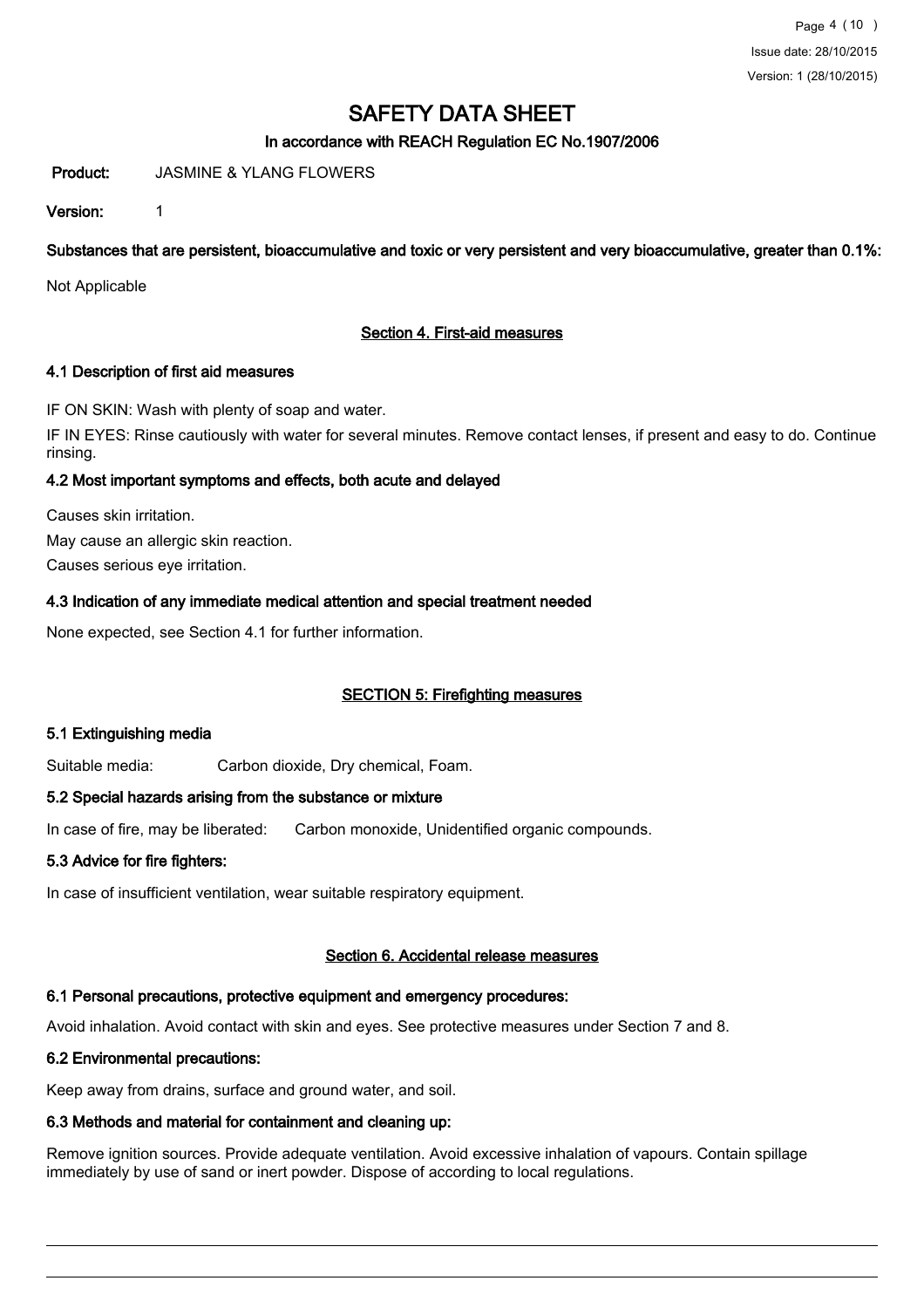# SAFETY DATA SHEET

In accordance with REACH Regulation EC No.1907/2006

**Product:** JASMINE & YLANG FLOWERS

**Version:** 1

**Substances that are persistent, bioaccumulative and toxic or very persistent and very bioaccumulative, greater than 0.1%:**

Not Applicable

## Section 4. First-aid measures

### 4.1 Description of first aid measures

IF ON SKIN: Wash with plenty of soap and water.

IF IN EYES: Rinse cautiously with water for several minutes. Remove contact lenses, if present and easy to do. Continue rinsing.

### 4.2 Most important symptoms and effects, both acute and delayed

Causes skin irritation.

May cause an allergic skin reaction.

Causes serious eye irritation.

### 4.3 Indication of any immediate medical attention and special treatment needed

None expected, see Section 4.1 for further information.

## SECTION 5: Firefighting measures

### 5.1 Extinguishing media

Suitable media: Carbon dioxide, Dry chemical, Foam.

### 5.2 Special hazards arising from the substance or mixture

In case of fire, may be liberated: Carbon monoxide, Unidentified organic compounds.

### 5.3 Advice for fire fighters:

In case of insufficient ventilation, wear suitable respiratory equipment.

## Section 6. Accidental release measures

### 6.1 Personal precautions, protective equipment and emergency procedures:

Avoid inhalation. Avoid contact with skin and eyes. See protective measures under Section 7 and 8.

### 6.2 Environmental precautions:

Keep away from drains, surface and ground water, and soil.

### 6.3 Methods and material for containment and cleaning up:

Remove ignition sources. Provide adequate ventilation. Avoid excessive inhalation of vapours. Contain spillage immediately by use of sand or inert powder. Dispose of according to local regulations.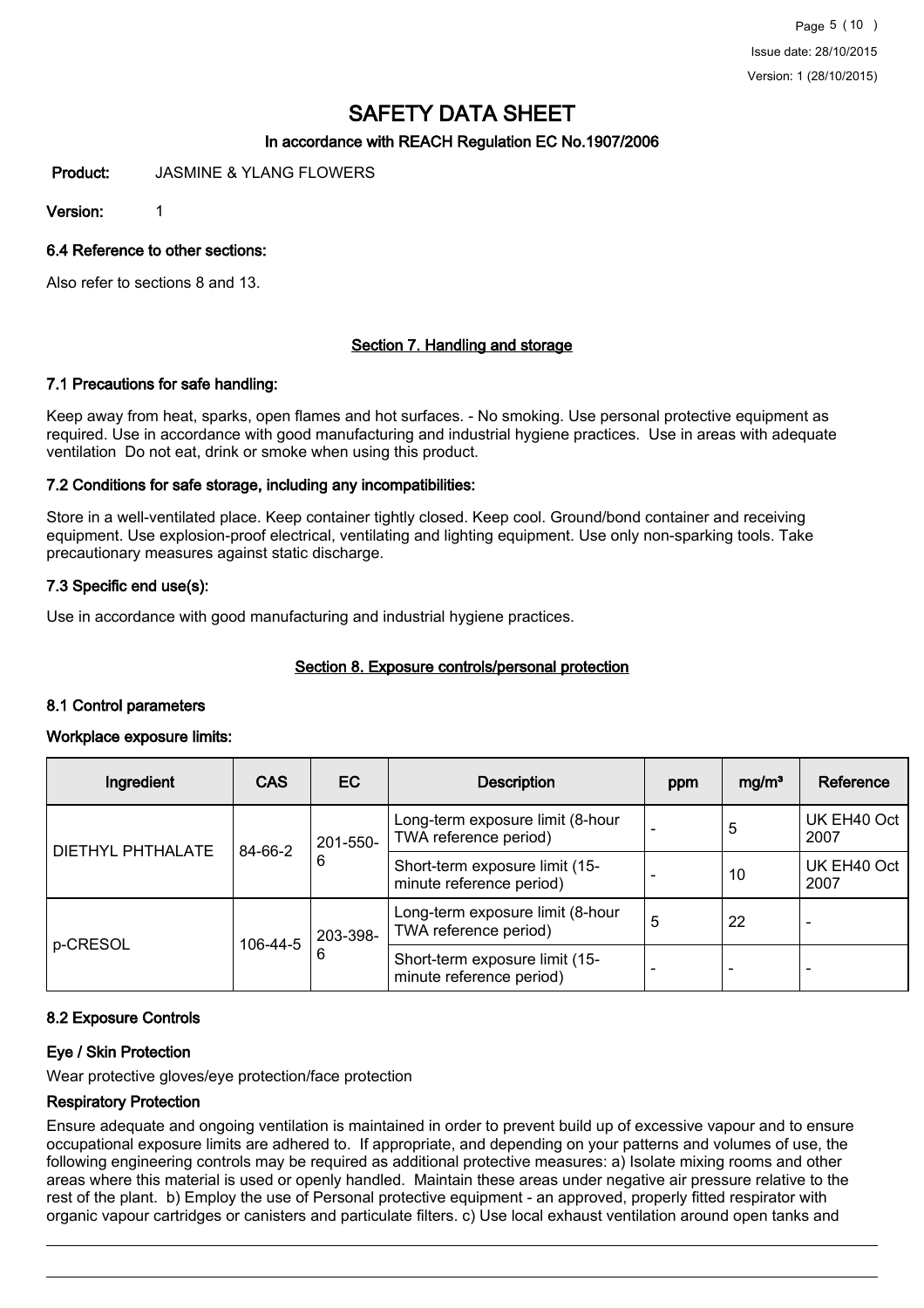# SAFETY DATA SHEET

### In accordance with REACH Regulation EC No.1907/2006

**Product:** JASMINE & YLANG FLOWERS

**Version:** 1

### 6.4 Reference to other sections:

Also refer to sections 8 and 13.

## Section 7. Handling and storage

### 7.1 Precautions for safe handling:

Keep away from heat, sparks, open flames and hot surfaces. - No smoking. Use personal protective equipment as required. Use in accordance with good manufacturing and industrial hygiene practices. Use in areas with adequate ventilation Do not eat, drink or smoke when using this product.

### 7.2 Conditions for safe storage, including any incompatibilities:

Store in a well-ventilated place. Keep container tightly closed. Keep cool. Ground/bond container and receiving equipment. Use explosion-proof electrical, ventilating and lighting equipment. Use only non-sparking tools. Take precautionary measures against static discharge.

### 7.3 Specific end use(s):

Use in accordance with good manufacturing and industrial hygiene practices.

## Section 8. Exposure controls/personal protection

### 8.1 Control parameters

### Workplace exposure limits:

| Ingredient | CAS | EC | Description | ppm | mg/m³ | Reference |
|---|---|---|---|---|---|---|
| DIETHYL PHTHALATE | 84-66-2 | 201-550-6 | Long-term exposure limit (8-hour TWA reference period) | - | 5 | UK EH40 Oct 2007 |
| | | | Short-term exposure limit (15-minute reference period) | - | 10 | UK EH40 Oct 2007 |
| p-CRESOL | 106-44-5 | 203-398-6 | Long-term exposure limit (8-hour TWA reference period) | 5 | 22 | - |
| | | | Short-term exposure limit (15-minute reference period) | - | - | - |

### 8.2 Exposure Controls

### Eye / Skin Protection

Wear protective gloves/eye protection/face protection

### Respiratory Protection

Ensure adequate and ongoing ventilation is maintained in order to prevent build up of excessive vapour and to ensure occupational exposure limits are adhered to. If appropriate, and depending on your patterns and volumes of use, the following engineering controls may be required as additional protective measures: a) Isolate mixing rooms and other areas where this material is used or openly handled. Maintain these areas under negative air pressure relative to the rest of the plant. b) Employ the use of Personal protective equipment - an approved, properly fitted respirator with organic vapour cartridges or canisters and particulate filters. c) Use local exhaust ventilation around open tanks and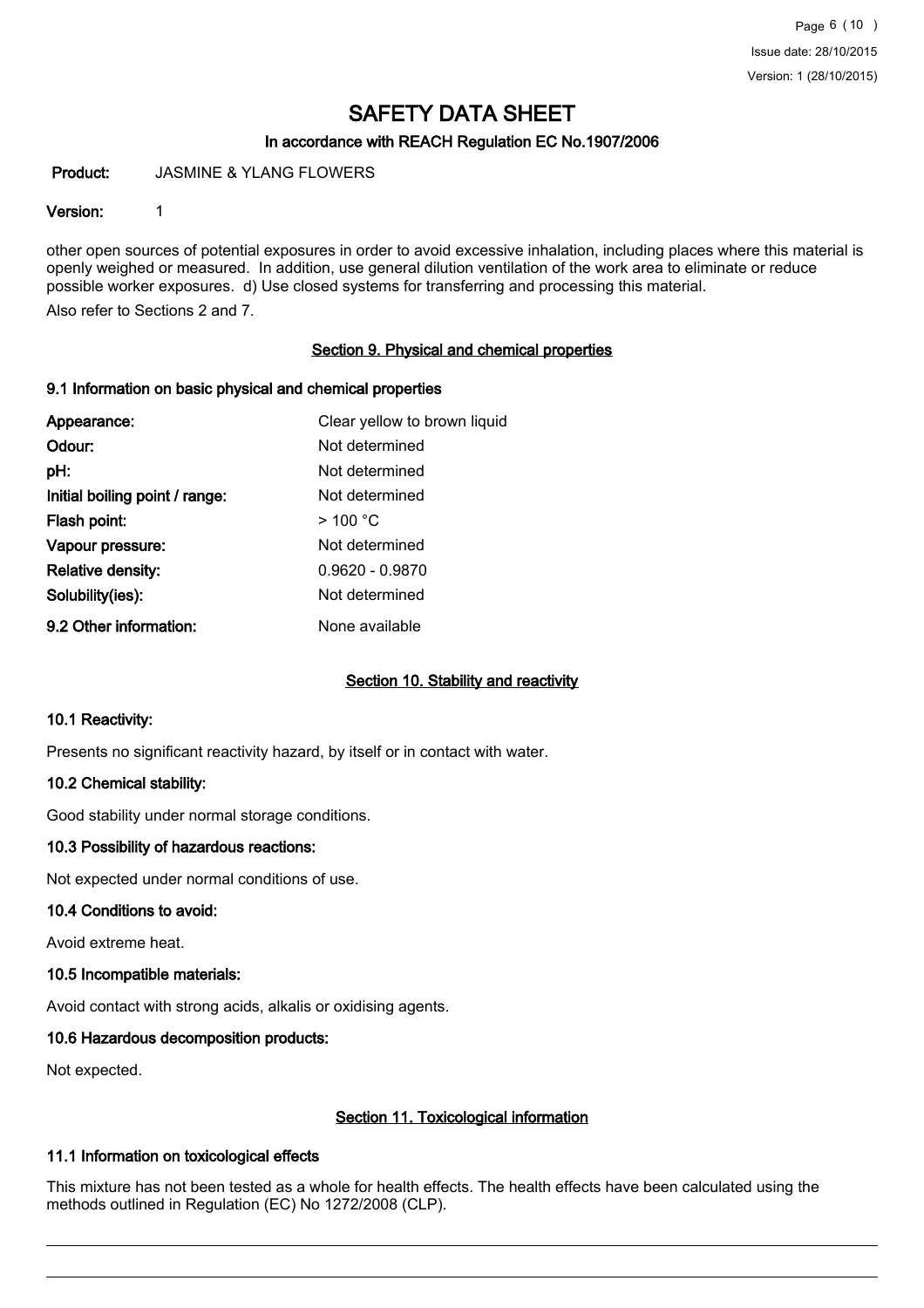other open sources of potential exposures in order to avoid excessive inhalation, including places where this material is openly weighed or measured. In addition, use general dilution ventilation of the work area to eliminate or reduce possible worker exposures. d) Use closed systems for transferring and processing this material.

Also refer to Sections 2 and 7.

## Section 9. Physical and chemical properties

### 9.1 Information on basic physical and chemical properties

| | |
|---|---|
| **Appearance:** | Clear yellow to brown liquid |
| **Odour:** | Not determined |
| **pH:** | Not determined |
| **Initial boiling point / range:** | Not determined |
| **Flash point:** | > 100 °C |
| **Vapour pressure:** | Not determined |
| **Relative density:** | 0.9620 - 0.9870 |
| **Solubility(ies):** | Not determined |
| **9.2 Other information:** | None available |

## Section 10. Stability and reactivity

### 10.1 Reactivity:

Presents no significant reactivity hazard, by itself or in contact with water.

### 10.2 Chemical stability:

Good stability under normal storage conditions.

### 10.3 Possibility of hazardous reactions:

Not expected under normal conditions of use.

### 10.4 Conditions to avoid:

Avoid extreme heat.

### 10.5 Incompatible materials:

Avoid contact with strong acids, alkalis or oxidising agents.

### 10.6 Hazardous decomposition products:

Not expected.

## Section 11. Toxicological information

### 11.1 Information on toxicological effects

This mixture has not been tested as a whole for health effects. The health effects have been calculated using the methods outlined in Regulation (EC) No 1272/2008 (CLP).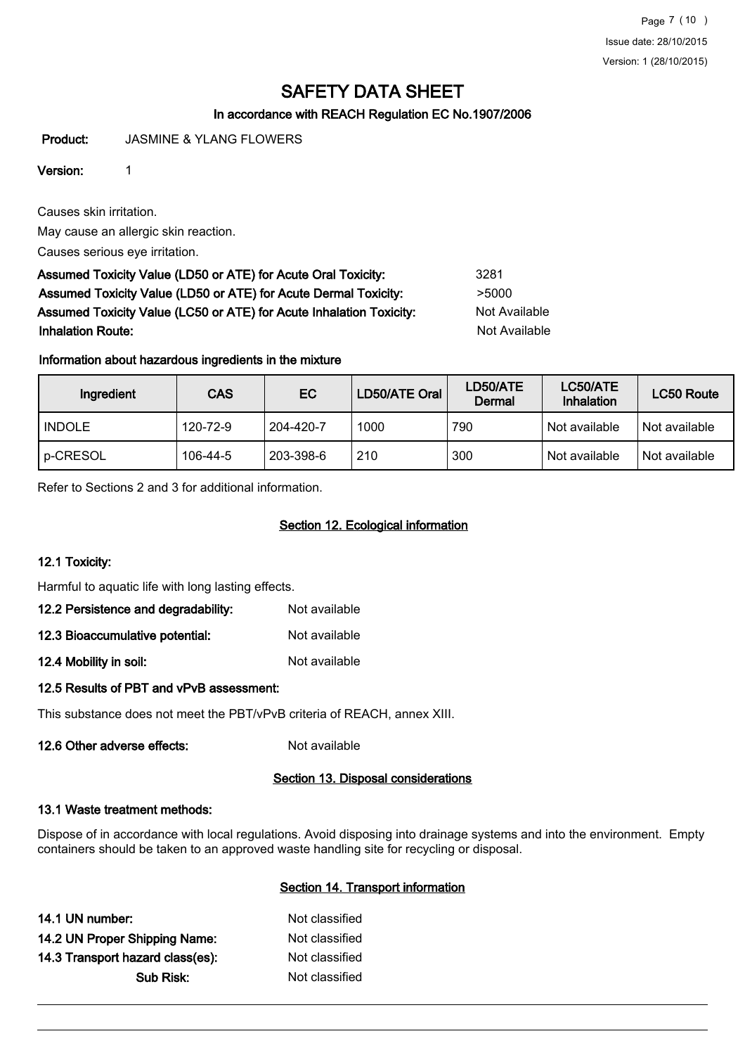# SAFETY DATA SHEET

**In accordance with REACH Regulation EC No.1907/2006**

**Product:** JASMINE & YLANG FLOWERS

**Version:** 1

Causes skin irritation.

May cause an allergic skin reaction.

Causes serious eye irritation.

**Assumed Toxicity Value (LD50 or ATE) for Acute Oral Toxicity:** 3281

**Assumed Toxicity Value (LD50 or ATE) for Acute Dermal Toxicity:** >5000

**Assumed Toxicity Value (LC50 or ATE) for Acute Inhalation Toxicity:** Not Available

**Inhalation Route:** Not Available

**Information about hazardous ingredients in the mixture**

| Ingredient | CAS | EC | LD50/ATE Oral | LD50/ATE Dermal | LC50/ATE Inhalation | LC50 Route |
|---|---|---|---|---|---|---|
| INDOLE | 120-72-9 | 204-420-7 | 1000 | 790 | Not available | Not available |
| p-CRESOL | 106-44-5 | 203-398-6 | 210 | 300 | Not available | Not available |

Refer to Sections 2 and 3 for additional information.

## Section 12. Ecological information

**12.1 Toxicity:**

Harmful to aquatic life with long lasting effects.

**12.2 Persistence and degradability:** Not available

**12.3 Bioaccumulative potential:** Not available

**12.4 Mobility in soil:** Not available

**12.5 Results of PBT and vPvB assessment:**

This substance does not meet the PBT/vPvB criteria of REACH, annex XIII.

**12.6 Other adverse effects:** Not available

## Section 13. Disposal considerations

**13.1 Waste treatment methods:**

Dispose of in accordance with local regulations. Avoid disposing into drainage systems and into the environment. Empty containers should be taken to an approved waste handling site for recycling or disposal.

## Section 14. Transport information

**14.1 UN number:** Not classified

**14.2 UN Proper Shipping Name:** Not classified

**14.3 Transport hazard class(es):** Not classified

**Sub Risk:** Not classified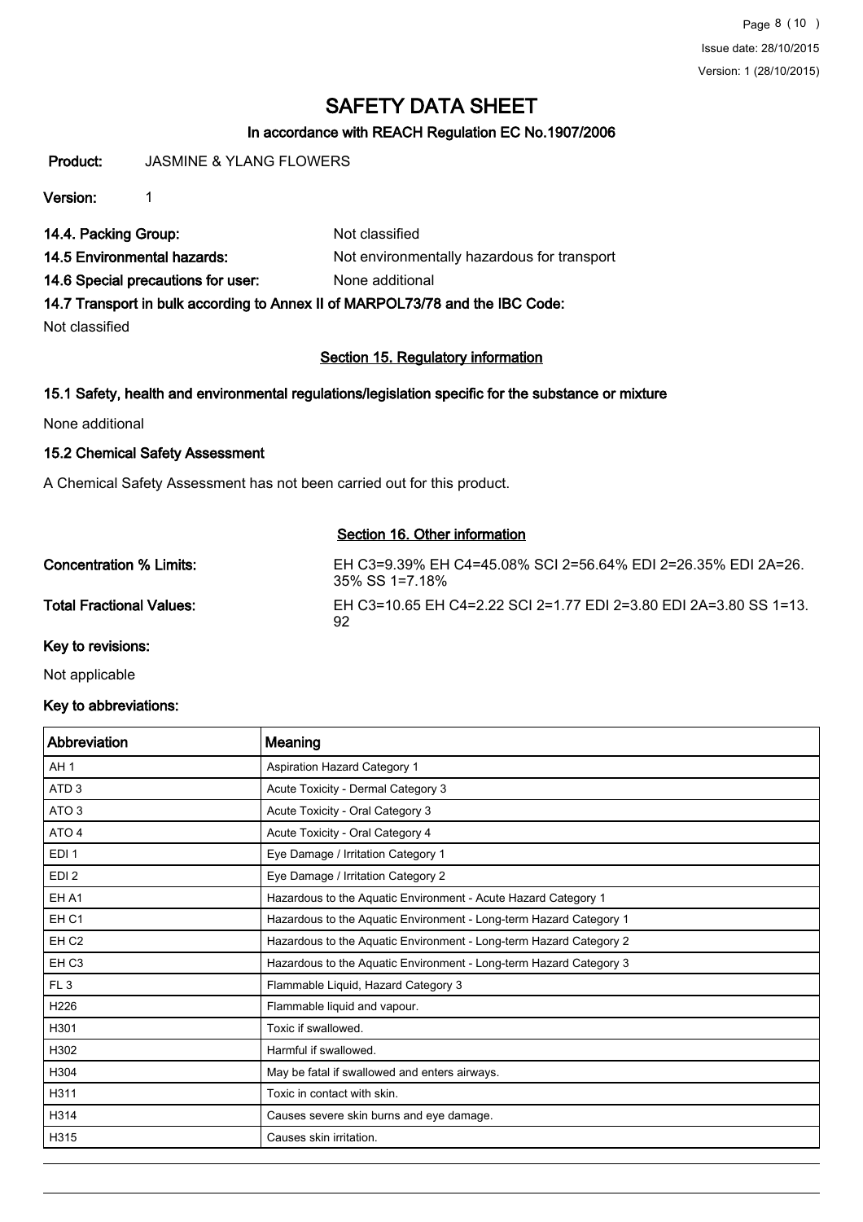# SAFETY DATA SHEET

**In accordance with REACH Regulation EC No.1907/2006**

**Product:** JASMINE & YLANG FLOWERS

**Version:** 1

**14.4. Packing Group:** Not classified

**14.5 Environmental hazards:** Not environmentally hazardous for transport

**14.6 Special precautions for user:** None additional

**14.7 Transport in bulk according to Annex II of MARPOL73/78 and the IBC Code:**

Not classified

## Section 15. Regulatory information

### 15.1 Safety, health and environmental regulations/legislation specific for the substance or mixture

None additional

### 15.2 Chemical Safety Assessment

A Chemical Safety Assessment has not been carried out for this product.

## Section 16. Other information

**Concentration % Limits:** EH C3=9.39% EH C4=45.08% SCI 2=56.64% EDI 2=26.35% EDI 2A=26.35% SS 1=7.18%

**Total Fractional Values:** EH C3=10.65 EH C4=2.22 SCI 2=1.77 EDI 2=3.80 EDI 2A=3.80 SS 1=13.92

### Key to revisions:

Not applicable

### Key to abbreviations:

| Abbreviation | Meaning |
|---|---|
| AH 1 | Aspiration Hazard Category 1 |
| ATD 3 | Acute Toxicity - Dermal Category 3 |
| ATO 3 | Acute Toxicity - Oral Category 3 |
| ATO 4 | Acute Toxicity - Oral Category 4 |
| EDI 1 | Eye Damage / Irritation Category 1 |
| EDI 2 | Eye Damage / Irritation Category 2 |
| EH A1 | Hazardous to the Aquatic Environment - Acute Hazard Category 1 |
| EH C1 | Hazardous to the Aquatic Environment - Long-term Hazard Category 1 |
| EH C2 | Hazardous to the Aquatic Environment - Long-term Hazard Category 2 |
| EH C3 | Hazardous to the Aquatic Environment - Long-term Hazard Category 3 |
| FL 3 | Flammable Liquid, Hazard Category 3 |
| H226 | Flammable liquid and vapour. |
| H301 | Toxic if swallowed. |
| H302 | Harmful if swallowed. |
| H304 | May be fatal if swallowed and enters airways. |
| H311 | Toxic in contact with skin. |
| H314 | Causes severe skin burns and eye damage. |
| H315 | Causes skin irritation. |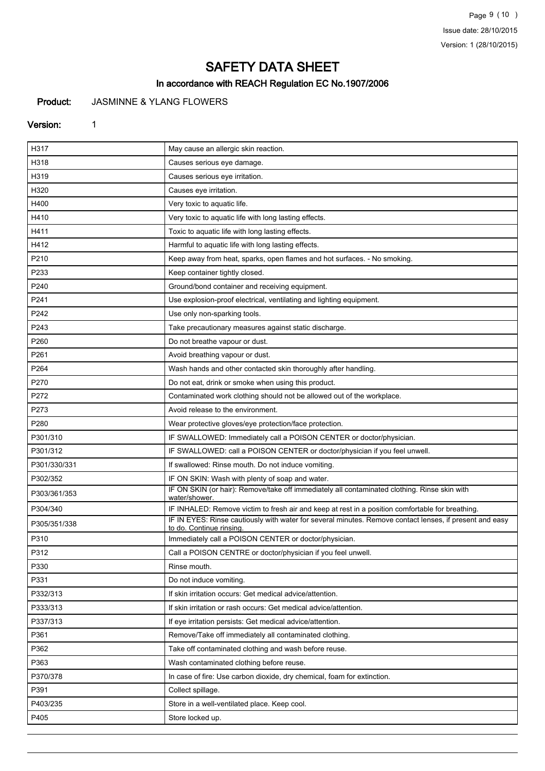# SAFETY DATA SHEET

## In accordance with REACH Regulation EC No.1907/2006

**Product:** JASMINNE & YLANG FLOWERS

**Version:** 1

| | |
|---|---|
| H317 | May cause an allergic skin reaction. |
| H318 | Causes serious eye damage. |
| H319 | Causes serious eye irritation. |
| H320 | Causes eye irritation. |
| H400 | Very toxic to aquatic life. |
| H410 | Very toxic to aquatic life with long lasting effects. |
| H411 | Toxic to aquatic life with long lasting effects. |
| H412 | Harmful to aquatic life with long lasting effects. |
| P210 | Keep away from heat, sparks, open flames and hot surfaces. - No smoking. |
| P233 | Keep container tightly closed. |
| P240 | Ground/bond container and receiving equipment. |
| P241 | Use explosion-proof electrical, ventilating and lighting equipment. |
| P242 | Use only non-sparking tools. |
| P243 | Take precautionary measures against static discharge. |
| P260 | Do not breathe vapour or dust. |
| P261 | Avoid breathing vapour or dust. |
| P264 | Wash hands and other contacted skin thoroughly after handling. |
| P270 | Do not eat, drink or smoke when using this product. |
| P272 | Contaminated work clothing should not be allowed out of the workplace. |
| P273 | Avoid release to the environment. |
| P280 | Wear protective gloves/eye protection/face protection. |
| P301/310 | IF SWALLOWED: Immediately call a POISON CENTER or doctor/physician. |
| P301/312 | IF SWALLOWED: call a POISON CENTER or doctor/physician if you feel unwell. |
| P301/330/331 | If swallowed: Rinse mouth. Do not induce vomiting. |
| P302/352 | IF ON SKIN: Wash with plenty of soap and water. |
| P303/361/353 | IF ON SKIN (or hair): Remove/take off immediately all contaminated clothing. Rinse skin with water/shower. |
| P304/340 | IF INHALED: Remove victim to fresh air and keep at rest in a position comfortable for breathing. |
| P305/351/338 | IF IN EYES: Rinse cautiously with water for several minutes. Remove contact lenses, if present and easy to do. Continue rinsing. |
| P310 | Immediately call a POISON CENTER or doctor/physician. |
| P312 | Call a POISON CENTRE or doctor/physician if you feel unwell. |
| P330 | Rinse mouth. |
| P331 | Do not induce vomiting. |
| P332/313 | If skin irritation occurs: Get medical advice/attention. |
| P333/313 | If skin irritation or rash occurs: Get medical advice/attention. |
| P337/313 | If eye irritation persists: Get medical advice/attention. |
| P361 | Remove/Take off immediately all contaminated clothing. |
| P362 | Take off contaminated clothing and wash before reuse. |
| P363 | Wash contaminated clothing before reuse. |
| P370/378 | In case of fire: Use carbon dioxide, dry chemical, foam for extinction. |
| P391 | Collect spillage. |
| P403/235 | Store in a well-ventilated place. Keep cool. |
| P405 | Store locked up. |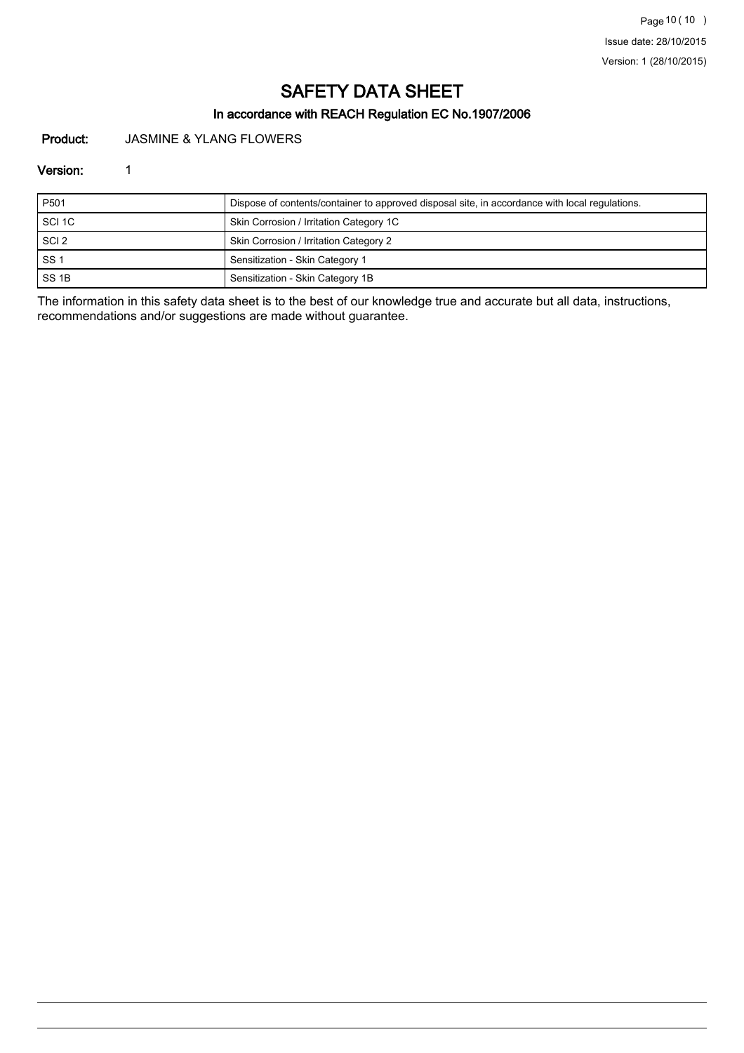# SAFETY DATA SHEET

## In accordance with REACH Regulation EC No.1907/2006

**Product:** JASMINE & YLANG FLOWERS

**Version:** 1

| | |
|---|---|
| P501 | Dispose of contents/container to approved disposal site, in accordance with local regulations. |
| SCI 1C | Skin Corrosion / Irritation Category 1C |
| SCI 2 | Skin Corrosion / Irritation Category 2 |
| SS 1 | Sensitization - Skin Category 1 |
| SS 1B | Sensitization - Skin Category 1B |

The information in this safety data sheet is to the best of our knowledge true and accurate but all data, instructions, recommendations and/or suggestions are made without guarantee.